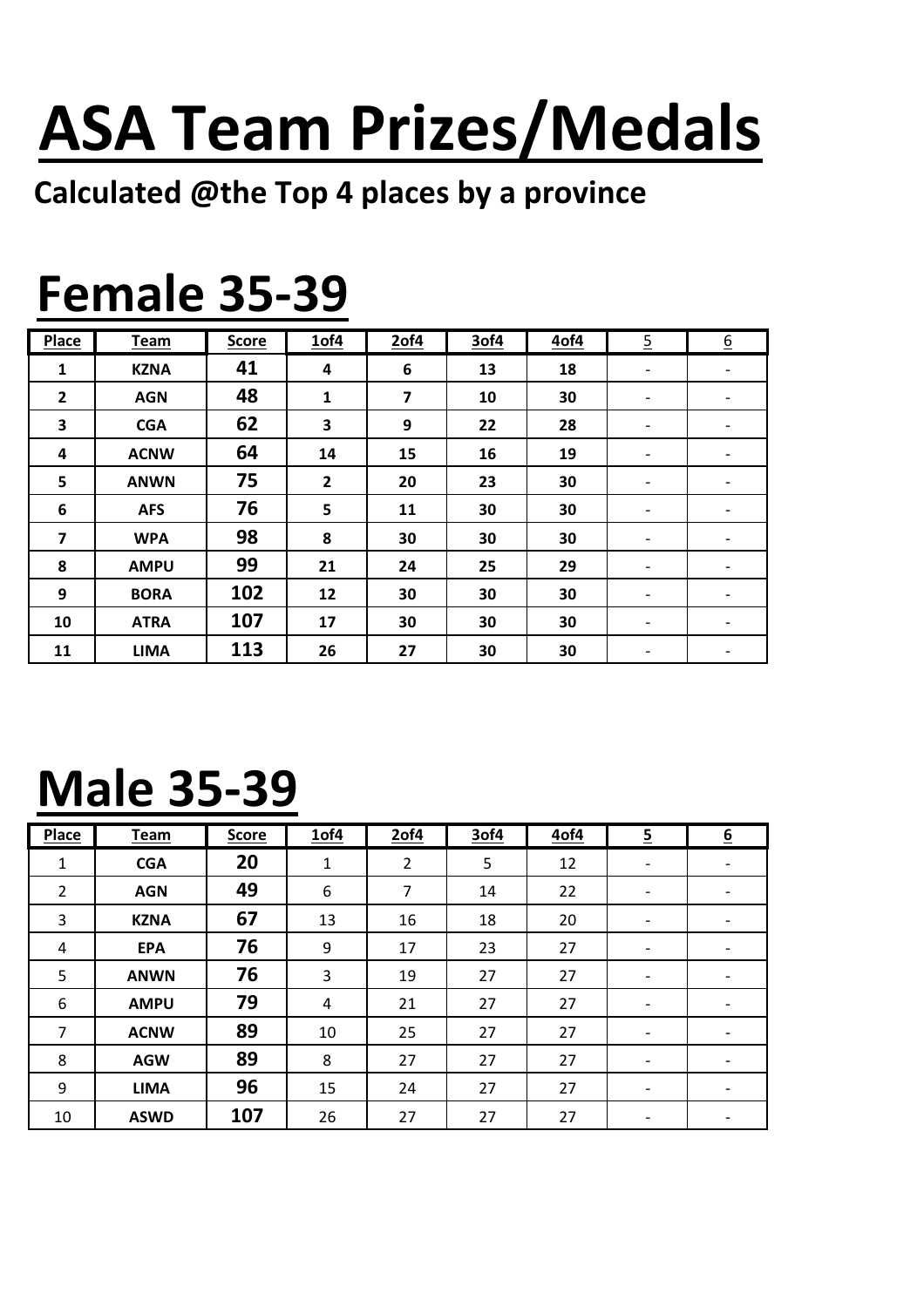# ASA Team Prizes/Medals

**Calculated @the Top 4 places by a province**

## Female 35-39

| Place | Team | Score | 1of4 | 2of4 | 3of4 | 4of4 | 5 | 6 |
|---|---|---|---|---|---|---|---|---|
| 1 | KZNA | 41 | 4 | 6 | 13 | 18 | - | - |
| 2 | AGN | 48 | 1 | 7 | 10 | 30 | - | - |
| 3 | CGA | 62 | 3 | 9 | 22 | 28 | - | - |
| 4 | ACNW | 64 | 14 | 15 | 16 | 19 | - | - |
| 5 | ANWN | 75 | 2 | 20 | 23 | 30 | - | - |
| 6 | AFS | 76 | 5 | 11 | 30 | 30 | - | - |
| 7 | WPA | 98 | 8 | 30 | 30 | 30 | - | - |
| 8 | AMPU | 99 | 21 | 24 | 25 | 29 | - | - |
| 9 | BORA | 102 | 12 | 30 | 30 | 30 | - | - |
| 10 | ATRA | 107 | 17 | 30 | 30 | 30 | - | - |
| 11 | LIMA | 113 | 26 | 27 | 30 | 30 | - | - |

## Male 35-39

| Place | Team | Score | 1of4 | 2of4 | 3of4 | 4of4 | 5 | 6 |
|---|---|---|---|---|---|---|---|---|
| 1 | CGA | 20 | 1 | 2 | 5 | 12 | - | - |
| 2 | AGN | 49 | 6 | 7 | 14 | 22 | - | - |
| 3 | KZNA | 67 | 13 | 16 | 18 | 20 | - | - |
| 4 | EPA | 76 | 9 | 17 | 23 | 27 | - | - |
| 5 | ANWN | 76 | 3 | 19 | 27 | 27 | - | - |
| 6 | AMPU | 79 | 4 | 21 | 27 | 27 | - | - |
| 7 | ACNW | 89 | 10 | 25 | 27 | 27 | - | - |
| 8 | AGW | 89 | 8 | 27 | 27 | 27 | - | - |
| 9 | LIMA | 96 | 15 | 24 | 27 | 27 | - | - |
| 10 | ASWD | 107 | 26 | 27 | 27 | 27 | - | - |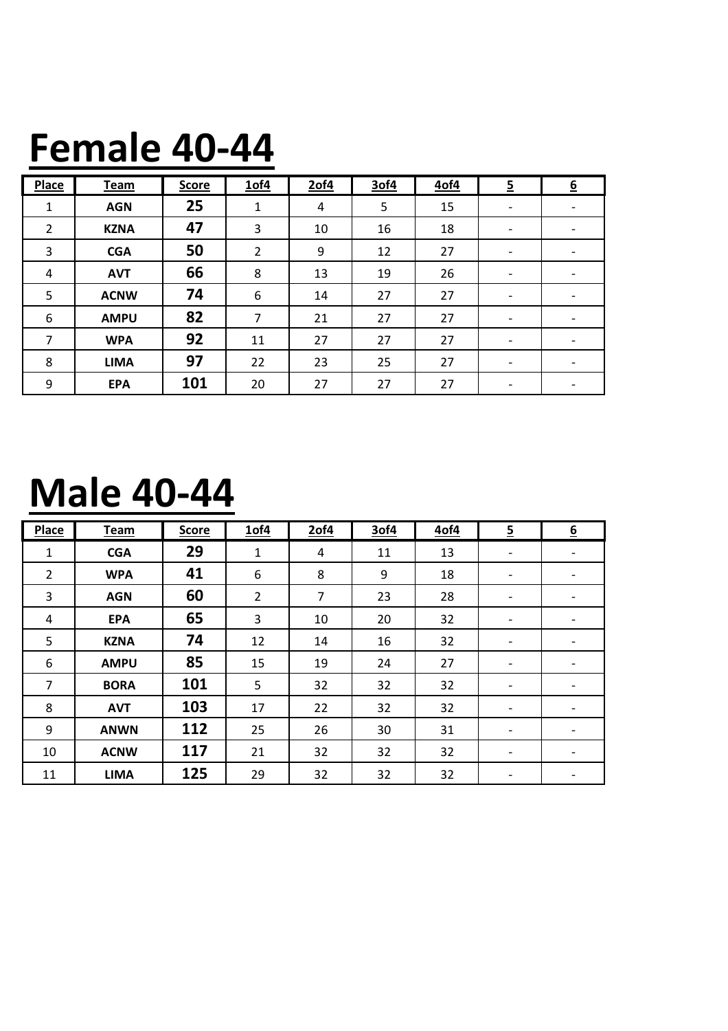# Female 40-44

| Place | Team | Score | 1of4 | 2of4 | 3of4 | 4of4 | 5 | 6 |
|---|---|---|---|---|---|---|---|---|
| 1 | AGN | 25 | 1 | 4 | 5 | 15 | - | - |
| 2 | KZNA | 47 | 3 | 10 | 16 | 18 | - | - |
| 3 | CGA | 50 | 2 | 9 | 12 | 27 | - | - |
| 4 | AVT | 66 | 8 | 13 | 19 | 26 | - | - |
| 5 | ACNW | 74 | 6 | 14 | 27 | 27 | - | - |
| 6 | AMPU | 82 | 7 | 21 | 27 | 27 | - | - |
| 7 | WPA | 92 | 11 | 27 | 27 | 27 | - | - |
| 8 | LIMA | 97 | 22 | 23 | 25 | 27 | - | - |
| 9 | EPA | 101 | 20 | 27 | 27 | 27 | - | - |

# Male 40-44

| Place | Team | Score | 1of4 | 2of4 | 3of4 | 4of4 | 5 | 6 |
|---|---|---|---|---|---|---|---|---|
| 1 | CGA | 29 | 1 | 4 | 11 | 13 | - | - |
| 2 | WPA | 41 | 6 | 8 | 9 | 18 | - | - |
| 3 | AGN | 60 | 2 | 7 | 23 | 28 | - | - |
| 4 | EPA | 65 | 3 | 10 | 20 | 32 | - | - |
| 5 | KZNA | 74 | 12 | 14 | 16 | 32 | - | - |
| 6 | AMPU | 85 | 15 | 19 | 24 | 27 | - | - |
| 7 | BORA | 101 | 5 | 32 | 32 | 32 | - | - |
| 8 | AVT | 103 | 17 | 22 | 32 | 32 | - | - |
| 9 | ANWN | 112 | 25 | 26 | 30 | 31 | - | - |
| 10 | ACNW | 117 | 21 | 32 | 32 | 32 | - | - |
| 11 | LIMA | 125 | 29 | 32 | 32 | 32 | - | - |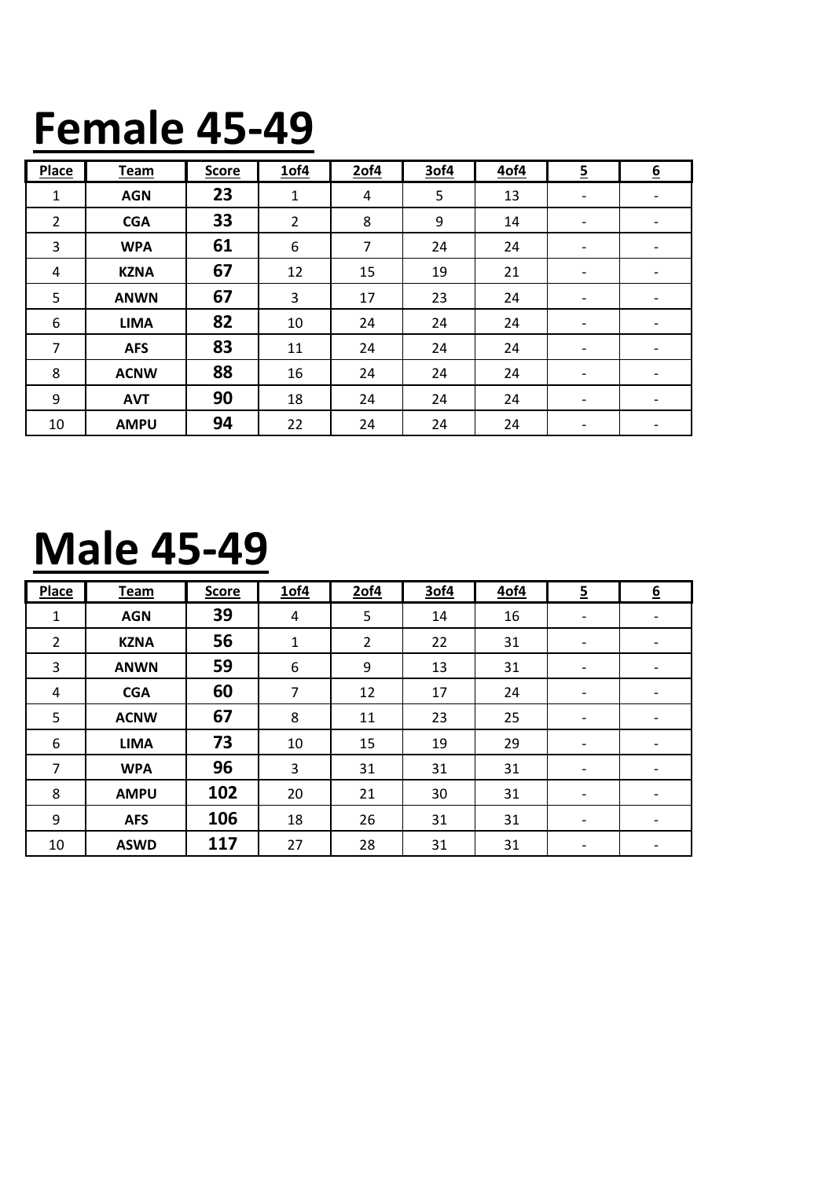# Female 45-49

| Place | Team | Score | 1of4 | 2of4 | 3of4 | 4of4 | 5 | 6 |
|---|---|---|---|---|---|---|---|---|
| 1 | AGN | 23 | 1 | 4 | 5 | 13 | - | - |
| 2 | CGA | 33 | 2 | 8 | 9 | 14 | - | - |
| 3 | WPA | 61 | 6 | 7 | 24 | 24 | - | - |
| 4 | KZNA | 67 | 12 | 15 | 19 | 21 | - | - |
| 5 | ANWN | 67 | 3 | 17 | 23 | 24 | - | - |
| 6 | LIMA | 82 | 10 | 24 | 24 | 24 | - | - |
| 7 | AFS | 83 | 11 | 24 | 24 | 24 | - | - |
| 8 | ACNW | 88 | 16 | 24 | 24 | 24 | - | - |
| 9 | AVT | 90 | 18 | 24 | 24 | 24 | - | - |
| 10 | AMPU | 94 | 22 | 24 | 24 | 24 | - | - |

# Male 45-49

| Place | Team | Score | 1of4 | 2of4 | 3of4 | 4of4 | 5 | 6 |
|---|---|---|---|---|---|---|---|---|
| 1 | AGN | 39 | 4 | 5 | 14 | 16 | - | - |
| 2 | KZNA | 56 | 1 | 2 | 22 | 31 | - | - |
| 3 | ANWN | 59 | 6 | 9 | 13 | 31 | - | - |
| 4 | CGA | 60 | 7 | 12 | 17 | 24 | - | - |
| 5 | ACNW | 67 | 8 | 11 | 23 | 25 | - | - |
| 6 | LIMA | 73 | 10 | 15 | 19 | 29 | - | - |
| 7 | WPA | 96 | 3 | 31 | 31 | 31 | - | - |
| 8 | AMPU | 102 | 20 | 21 | 30 | 31 | - | - |
| 9 | AFS | 106 | 18 | 26 | 31 | 31 | - | - |
| 10 | ASWD | 117 | 27 | 28 | 31 | 31 | - | - |